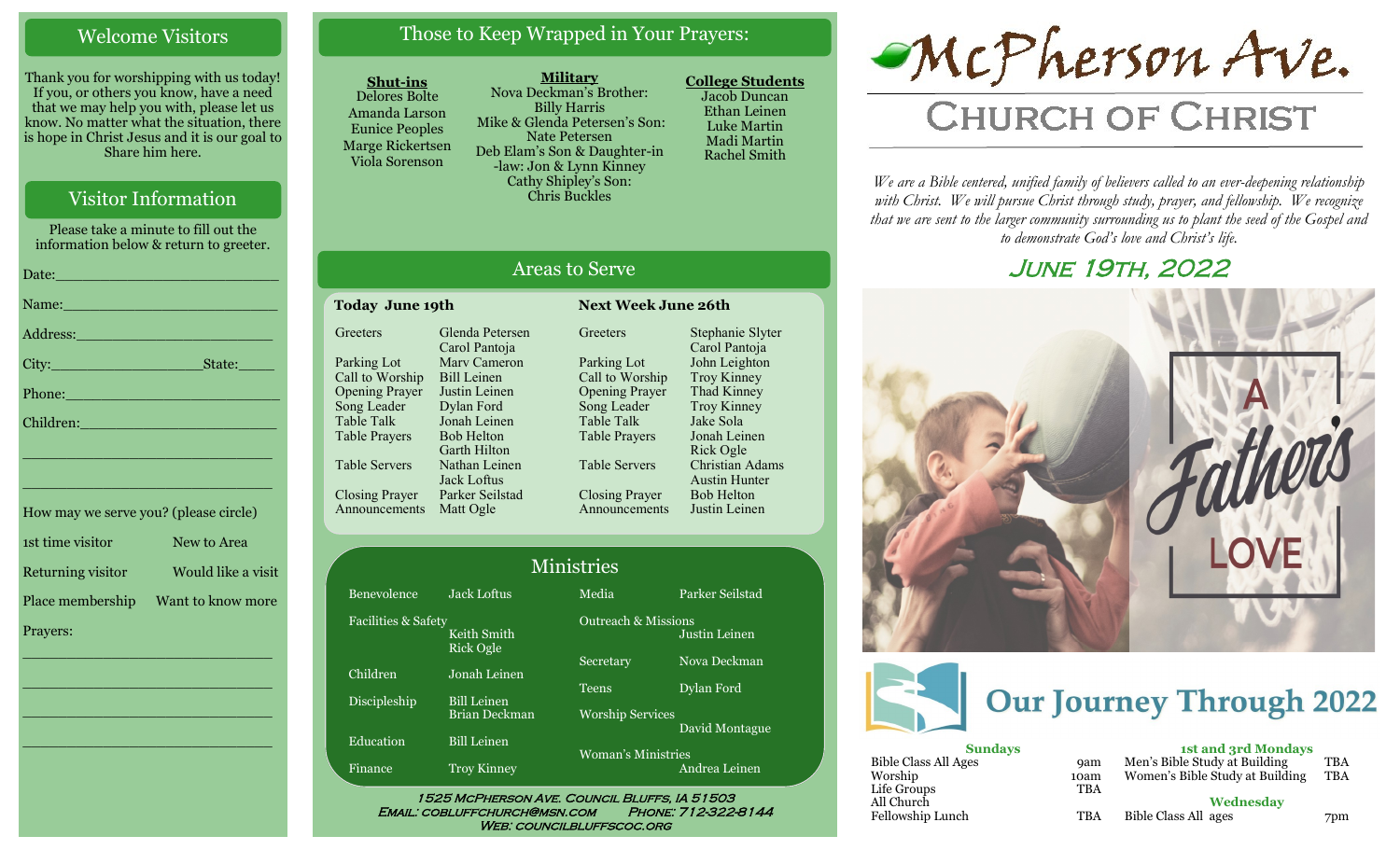## Welcome Visitors

Thank you for worshipping with us today! If you, or others you know, have a need that we may help you with, please let us know. No matter what the situation, there is hope in Christ Jesus and it is our goal to Share him here.

## Visitor Information

Please take a minute to fill out the information below & return to greeter.

Date:\_\_\_\_\_\_\_\_\_\_\_\_\_\_\_\_\_\_\_\_\_\_\_\_

Name:\_\_\_\_\_\_\_\_\_\_\_\_\_\_\_\_\_\_\_\_\_\_\_\_

Address:\_\_\_\_\_\_\_\_\_\_\_\_\_\_\_\_\_\_\_\_\_\_

City:\_\_\_\_\_\_\_\_\_\_\_\_\_\_\_\_\_State:\_\_\_\_\_

Phone:\_\_\_\_\_\_\_\_\_\_\_\_\_\_\_\_\_\_\_\_\_\_\_\_

Children:\_\_\_\_\_\_\_\_\_\_\_\_\_\_\_\_\_\_\_\_\_\_

\_\_\_\_\_\_\_\_\_\_\_\_\_\_\_\_\_\_\_\_\_\_\_\_\_\_\_\_\_\_

\_\_\_\_\_\_\_\_\_\_\_\_\_\_\_\_\_\_\_\_\_\_\_\_\_\_\_\_\_\_

How may we serve you? (please circle)

| | |
|---|---|
| 1st time visitor | New to Area |
| Returning visitor | Would like a visit |
| Place membership | Want to know more |

Prayers:

\_\_\_\_\_\_\_\_\_\_\_\_\_\_\_\_\_\_\_\_\_\_\_\_\_\_\_\_\_\_

\_\_\_\_\_\_\_\_\_\_\_\_\_\_\_\_\_\_\_\_\_\_\_\_\_\_\_\_\_\_

\_\_\_\_\_\_\_\_\_\_\_\_\_\_\_\_\_\_\_\_\_\_\_\_\_\_\_\_\_\_

\_\_\_\_\_\_\_\_\_\_\_\_\_\_\_\_\_\_\_\_\_\_\_\_\_\_\_\_\_\_

## Those to Keep Wrapped in Your Prayers:

**Shut-ins**
Delores Bolte
Amanda Larson
Eunice Peoples
Marge Rickertsen
Viola Sorenson

**Military**
Nova Deckman's Brother: Billy Harris
Mike & Glenda Petersen's Son: Nate Petersen
Deb Elam's Son & Daughter-in-law: Jon & Lynn Kinney
Cathy Shipley's Son: Chris Buckles

**College Students**
Jacob Duncan
Ethan Leinen
Luke Martin
Madi Martin
Rachel Smith

## Areas to Serve

| Today June 19th | | Next Week June 26th | |
|---|---|---|---|
| Greeters | Glenda Petersen, Carol Pantoja | Greeters | Stephanie Slyter, Carol Pantoja |
| Parking Lot | Marv Cameron | Parking Lot | John Leighton |
| Call to Worship | Bill Leinen | Call to Worship | Troy Kinney |
| Opening Prayer | Justin Leinen | Opening Prayer | Thad Kinney |
| Song Leader | Dylan Ford | Song Leader | Troy Kinney |
| Table Talk | Jonah Leinen | Table Talk | Jake Sola |
| Table Prayers | Bob Helton, Garth Hilton | Table Prayers | Jonah Leinen, Rick Ogle |
| Table Servers | Nathan Leinen, Jack Loftus | Table Servers | Christian Adams, Austin Hunter |
| Closing Prayer | Parker Seilstad | Closing Prayer | Bob Helton |
| Announcements | Matt Ogle | Announcements | Justin Leinen |

## Ministries

| | | | |
|---|---|---|---|
| Benevolence | Jack Loftus | Media | Parker Seilstad |
| Facilities & Safety | Keith Smith, Rick Ogle | Outreach & Missions | Justin Leinen |
| Children | Jonah Leinen | Secretary | Nova Deckman |
| Discipleship | Bill Leinen, Brian Deckman | Teens | Dylan Ford |
| Education | Bill Leinen | Worship Services | David Montague |
| Finance | Troy Kinney | Woman's Ministries | Andrea Leinen |

1525 McPherson Ave. Council Bluffs, IA 51503
Email: cobluffchurch@msn.com Phone: 712-322-8144
Web: councilbluffscoc.org

# McPherson Ave.
# Church of Christ

*We are a Bible centered, unified family of believers called to an ever-deepening relationship with Christ. We will pursue Christ through study, prayer, and fellowship. We recognize that we are sent to the larger community surrounding us to plant the seed of the Gospel and to demonstrate God's love and Christ's life.*

## June 19th, 2022

A Father's LOVE

## Our Journey Through 2022

**Sundays**

| | |
|---|---|
| Bible Class All Ages | 9am |
| Worship | 10am |
| Life Groups | TBA |
| All Church Fellowship Lunch | TBA |

**1st and 3rd Mondays**

| | |
|---|---|
| Men's Bible Study at Building | TBA |
| Women's Bible Study at Building | TBA |

**Wednesday**

| | |
|---|---|
| Bible Class All ages | 7pm |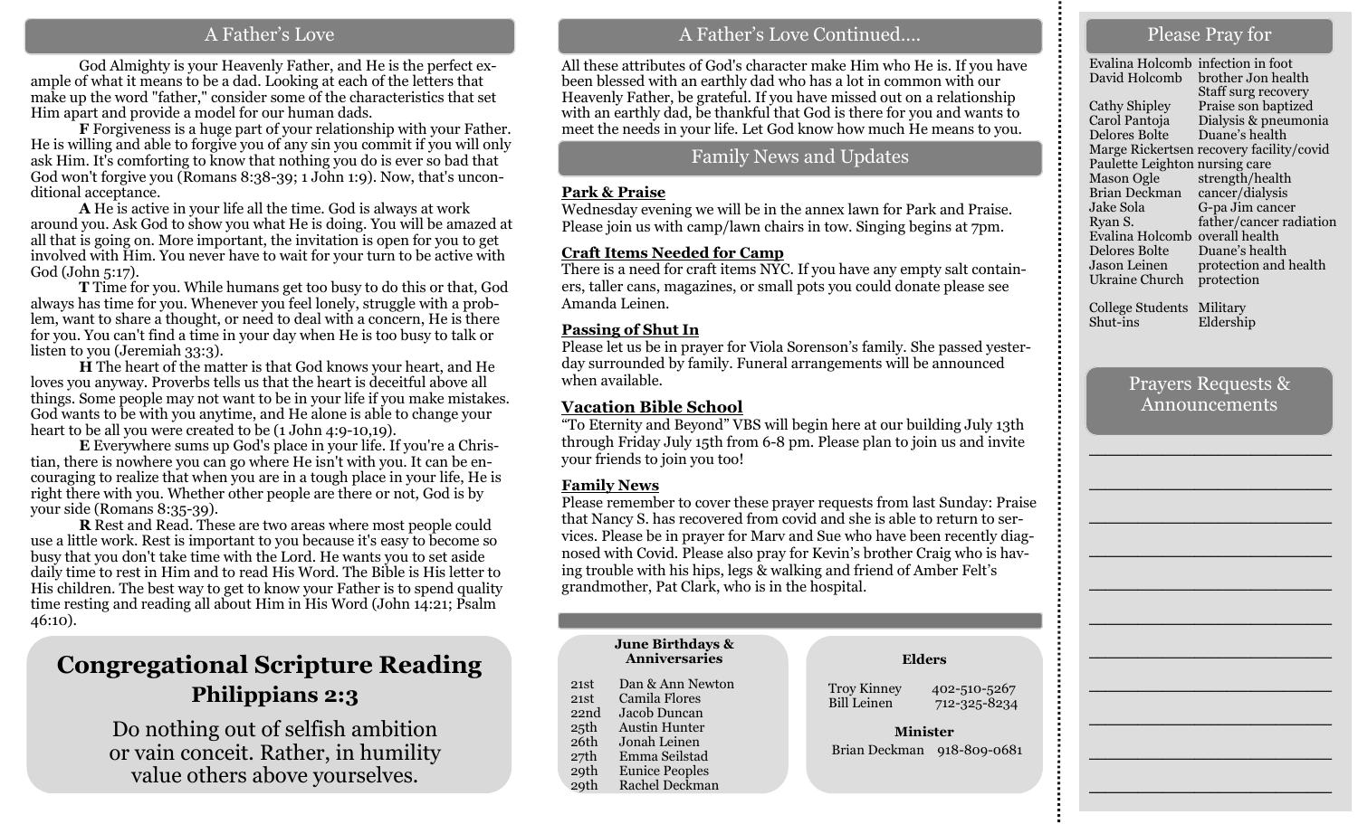## A Father's Love

God Almighty is your Heavenly Father, and He is the perfect example of what it means to be a dad. Looking at each of the letters that make up the word "father," consider some of the characteristics that set Him apart and provide a model for our human dads.

**F** Forgiveness is a huge part of your relationship with your Father. He is willing and able to forgive you of any sin you commit if you will only ask Him. It's comforting to know that nothing you do is ever so bad that God won't forgive you (Romans 8:38-39; 1 John 1:9). Now, that's unconditional acceptance.

**A** He is active in your life all the time. God is always at work around you. Ask God to show you what He is doing. You will be amazed at all that is going on. More important, the invitation is open for you to get involved with Him. You never have to wait for your turn to be active with God (John 5:17).

**T** Time for you. While humans get too busy to do this or that, God always has time for you. Whenever you feel lonely, struggle with a problem, want to share a thought, or need to deal with a concern, He is there for you. You can't find a time in your day when He is too busy to talk or listen to you (Jeremiah 33:3).

**H** The heart of the matter is that God knows your heart, and He loves you anyway. Proverbs tells us that the heart is deceitful above all things. Some people may not want to be in your life if you make mistakes. God wants to be with you anytime, and He alone is able to change your heart to be all you were created to be (1 John 4:9-10,19).

**E** Everywhere sums up God's place in your life. If you're a Christian, there is nowhere you can go where He isn't with you. It can be encouraging to realize that when you are in a tough place in your life, He is right there with you. Whether other people are there or not, God is by your side (Romans 8:35-39).

**R** Rest and Read. These are two areas where most people could use a little work. Rest is important to you because it's easy to become so busy that you don't take time with the Lord. He wants you to set aside daily time to rest in Him and to read His Word. The Bible is His letter to His children. The best way to get to know your Father is to spend quality time resting and reading all about Him in His Word (John 14:21; Psalm 46:10).

## Congregational Scripture Reading

### Philippians 2:3

Do nothing out of selfish ambition or vain conceit. Rather, in humility value others above yourselves.

## A Father's Love Continued....

All these attributes of God's character make Him who He is. If you have been blessed with an earthly dad who has a lot in common with our Heavenly Father, be grateful. If you have missed out on a relationship with an earthly dad, be thankful that God is there for you and wants to meet the needs in your life. Let God know how much He means to you.

## Family News and Updates

**Park & Praise**

Wednesday evening we will be in the annex lawn for Park and Praise. Please join us with camp/lawn chairs in tow. Singing begins at 7pm.

**Craft Items Needed for Camp**

There is a need for craft items NYC. If you have any empty salt containers, taller cans, magazines, or small pots you could donate please see Amanda Leinen.

**Passing of Shut In**

Please let us be in prayer for Viola Sorenson's family. She passed yesterday surrounded by family. Funeral arrangements will be announced when available.

**Vacation Bible School**

"To Eternity and Beyond" VBS will begin here at our building July 13th through Friday July 15th from 6-8 pm. Please plan to join us and invite your friends to join you too!

**Family News**

Please remember to cover these prayer requests from last Sunday: Praise that Nancy S. has recovered from covid and she is able to return to services. Please be in prayer for Marv and Sue who have been recently diagnosed with Covid. Please also pray for Kevin's brother Craig who is having trouble with his hips, legs & walking and friend of Amber Felt's grandmother, Pat Clark, who is in the hospital.

**June Birthdays & Anniversaries**

| | |
|---|---|
| 21st | Dan & Ann Newton |
| 21st | Camila Flores |
| 22nd | Jacob Duncan |
| 25th | Austin Hunter |
| 26th | Jonah Leinen |
| 27th | Emma Seilstad |
| 29th | Eunice Peoples |
| 29th | Rachel Deckman |

**Elders**

| | |
|---|---|
| Troy Kinney | 402-510-5267 |
| Bill Leinen | 712-325-8234 |

**Minister**

Brian Deckman 918-809-0681

## Please Pray for

| | |
|---|---|
| Evalina Holcomb | infection in foot |
| David Holcomb | brother Jon health |
| | Staff surg recovery |
| Cathy Shipley | Praise son baptized |
| Carol Pantoja | Dialysis & pneumonia |
| Delores Bolte | Duane's health |
| Marge Rickertsen | recovery facility/covid |
| Paulette Leighton | nursing care |
| Mason Ogle | strength/health |
| Brian Deckman | cancer/dialysis |
| Jake Sola | G-pa Jim cancer |
| Ryan S. | father/cancer radiation |
| Evalina Holcomb | overall health |
| Delores Bolte | Duane's health |
| Jason Leinen | protection and health |
| Ukraine Church | protection |
| College Students | Military |
| Shut-ins | Eldership |

## Prayers Requests & Announcements

\_\_\_\_\_\_\_\_\_\_\_\_\_\_\_\_\_\_\_\_\_\_\_\_

\_\_\_\_\_\_\_\_\_\_\_\_\_\_\_\_\_\_\_\_\_\_\_\_

\_\_\_\_\_\_\_\_\_\_\_\_\_\_\_\_\_\_\_\_\_\_\_\_

\_\_\_\_\_\_\_\_\_\_\_\_\_\_\_\_\_\_\_\_\_\_\_\_

\_\_\_\_\_\_\_\_\_\_\_\_\_\_\_\_\_\_\_\_\_\_\_\_

\_\_\_\_\_\_\_\_\_\_\_\_\_\_\_\_\_\_\_\_\_\_\_\_

\_\_\_\_\_\_\_\_\_\_\_\_\_\_\_\_\_\_\_\_\_\_\_\_

\_\_\_\_\_\_\_\_\_\_\_\_\_\_\_\_\_\_\_\_\_\_\_\_

\_\_\_\_\_\_\_\_\_\_\_\_\_\_\_\_\_\_\_\_\_\_\_\_

\_\_\_\_\_\_\_\_\_\_\_\_\_\_\_\_\_\_\_\_\_\_\_\_

\_\_\_\_\_\_\_\_\_\_\_\_\_\_\_\_\_\_\_\_\_\_\_\_